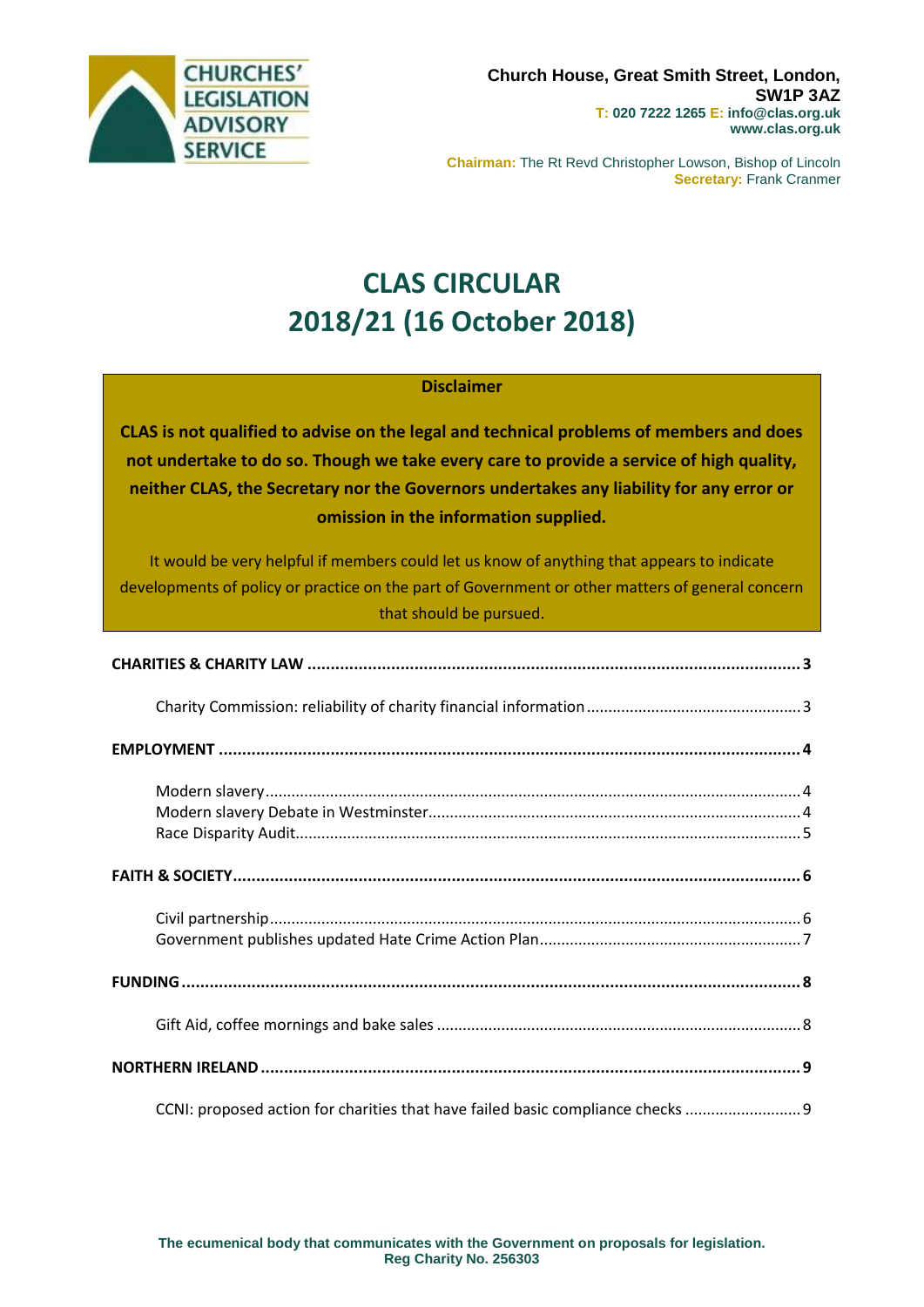CHURCHES' LEGISLATION ADVISORY SERVICE

**Church House, Great Smith Street, London, SW1P 3AZ**
**T: 020 7222 1265 E: info@clas.org.uk**
**www.clas.org.uk**

**Chairman:** The Rt Revd Christopher Lowson, Bishop of Lincoln
**Secretary:** Frank Cranmer

# CLAS CIRCULAR 2018/21 (16 October 2018)

**Disclaimer**

**CLAS is not qualified to advise on the legal and technical problems of members and does not undertake to do so. Though we take every care to provide a service of high quality, neither CLAS, the Secretary nor the Governors undertakes any liability for any error or omission in the information supplied.**

It would be very helpful if members could let us know of anything that appears to indicate developments of policy or practice on the part of Government or other matters of general concern that should be pursued.

**CHARITIES & CHARITY LAW** ..... 3

- Charity Commission: reliability of charity financial information ..... 3

**EMPLOYMENT** ..... 4

- Modern slavery ..... 4
- Modern slavery Debate in Westminster ..... 4
- Race Disparity Audit ..... 5

**FAITH & SOCIETY** ..... 6

- Civil partnership ..... 6
- Government publishes updated Hate Crime Action Plan ..... 7

**FUNDING** ..... 8

- Gift Aid, coffee mornings and bake sales ..... 8

**NORTHERN IRELAND** ..... 9

- CCNI: proposed action for charities that have failed basic compliance checks ..... 9

**The ecumenical body that communicates with the Government on proposals for legislation.**
**Reg Charity No. 256303**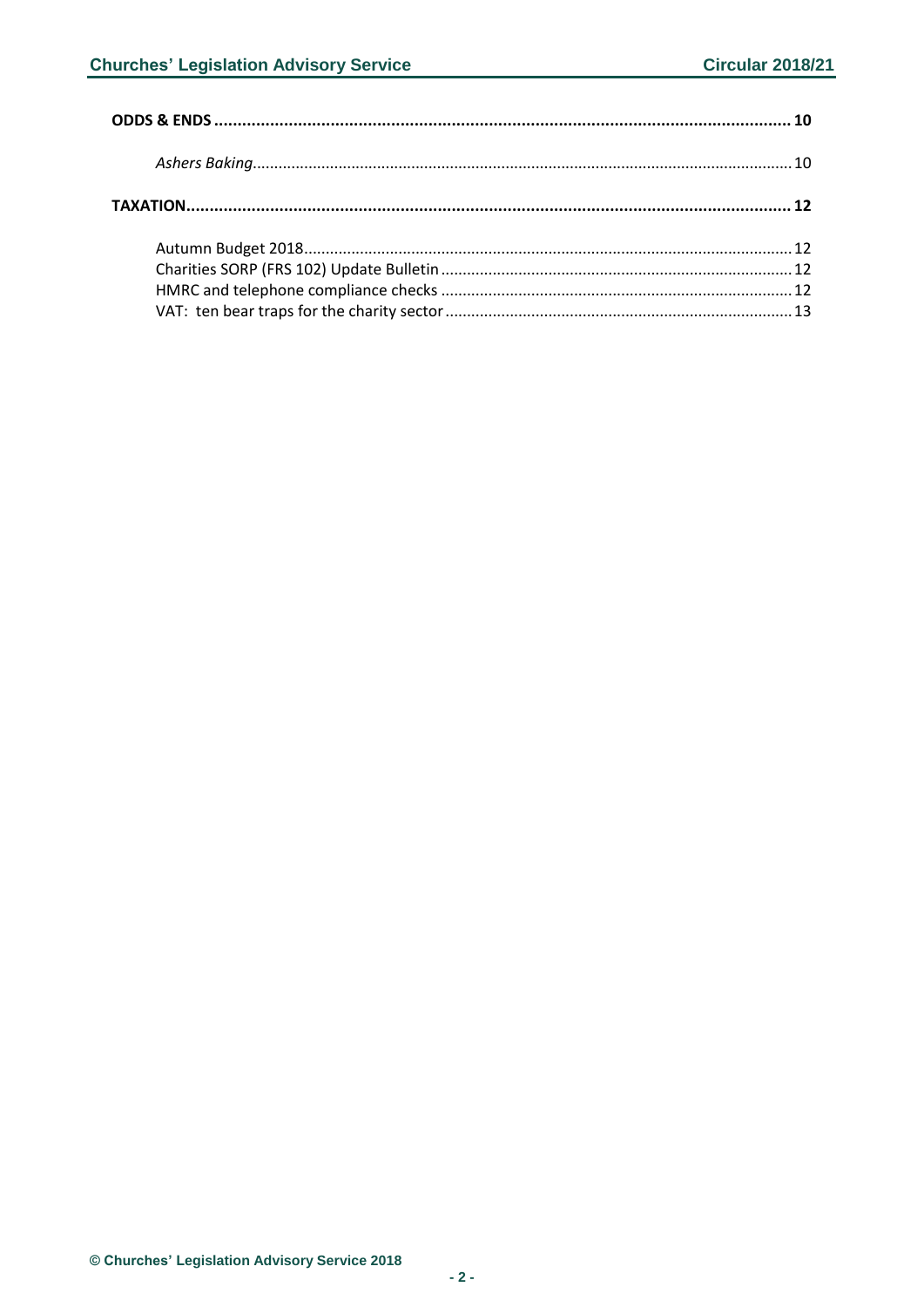**ODDS & ENDS** .......... **10**

*Ashers Baking*.......... 10

**TAXATION**.......... **12**

Autumn Budget 2018.......... 12
Charities SORP (FRS 102) Update Bulletin.......... 12
HMRC and telephone compliance checks.......... 12
VAT: ten bear traps for the charity sector.......... 13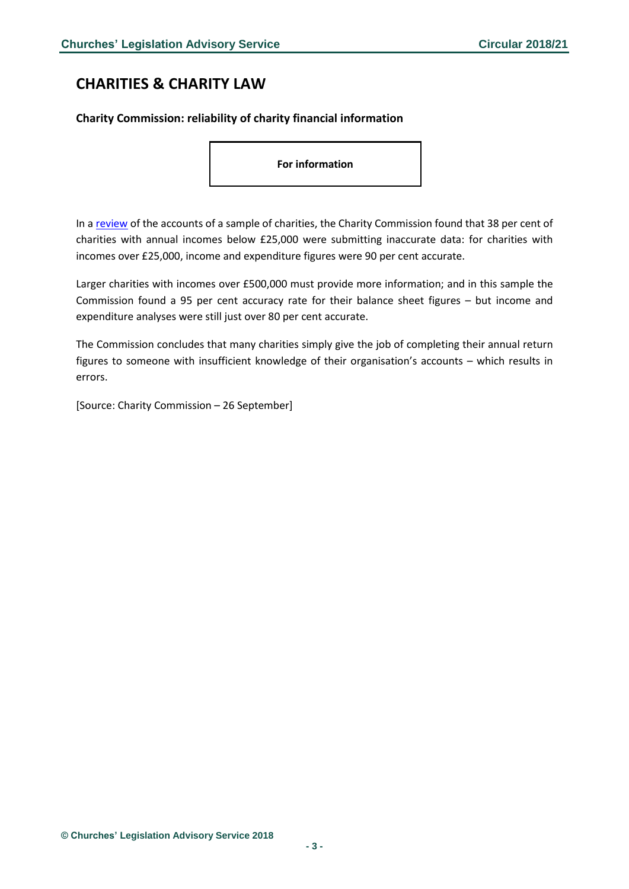## CHARITIES & CHARITY LAW

### Charity Commission: reliability of charity financial information

**For information**

In a review of the accounts of a sample of charities, the Charity Commission found that 38 per cent of charities with annual incomes below £25,000 were submitting inaccurate data: for charities with incomes over £25,000, income and expenditure figures were 90 per cent accurate.

Larger charities with incomes over £500,000 must provide more information; and in this sample the Commission found a 95 per cent accuracy rate for their balance sheet figures – but income and expenditure analyses were still just over 80 per cent accurate.

The Commission concludes that many charities simply give the job of completing their annual return figures to someone with insufficient knowledge of their organisation's accounts – which results in errors.

[Source: Charity Commission – 26 September]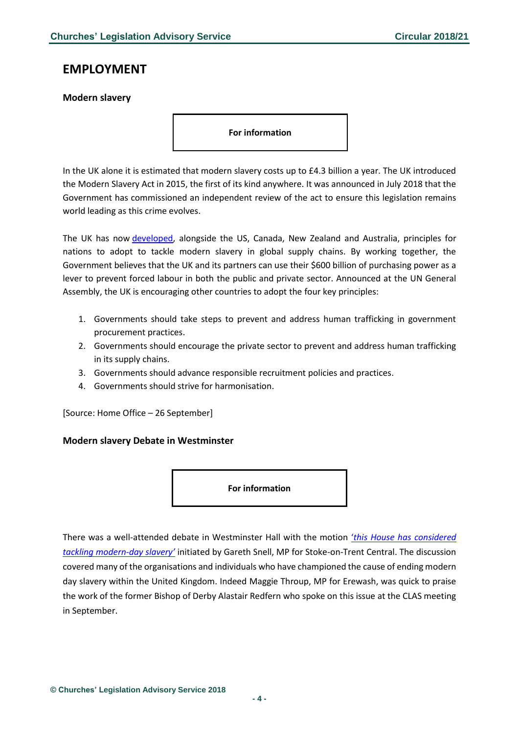# EMPLOYMENT

### Modern slavery

**For information**

In the UK alone it is estimated that modern slavery costs up to £4.3 billion a year. The UK introduced the Modern Slavery Act in 2015, the first of its kind anywhere. It was announced in July 2018 that the Government has commissioned an independent review of the act to ensure this legislation remains world leading as this crime evolves.

The UK has now developed, alongside the US, Canada, New Zealand and Australia, principles for nations to adopt to tackle modern slavery in global supply chains. By working together, the Government believes that the UK and its partners can use their $600 billion of purchasing power as a lever to prevent forced labour in both the public and private sector. Announced at the UN General Assembly, the UK is encouraging other countries to adopt the four key principles:

1. Governments should take steps to prevent and address human trafficking in government procurement practices.
2. Governments should encourage the private sector to prevent and address human trafficking in its supply chains.
3. Governments should advance responsible recruitment policies and practices.
4. Governments should strive for harmonisation.

[Source: Home Office – 26 September]

### Modern slavery Debate in Westminster

**For information**

There was a well-attended debate in Westminster Hall with the motion *'this House has considered tackling modern-day slavery'* initiated by Gareth Snell, MP for Stoke-on-Trent Central. The discussion covered many of the organisations and individuals who have championed the cause of ending modern day slavery within the United Kingdom. Indeed Maggie Throup, MP for Erewash, was quick to praise the work of the former Bishop of Derby Alastair Redfern who spoke on this issue at the CLAS meeting in September.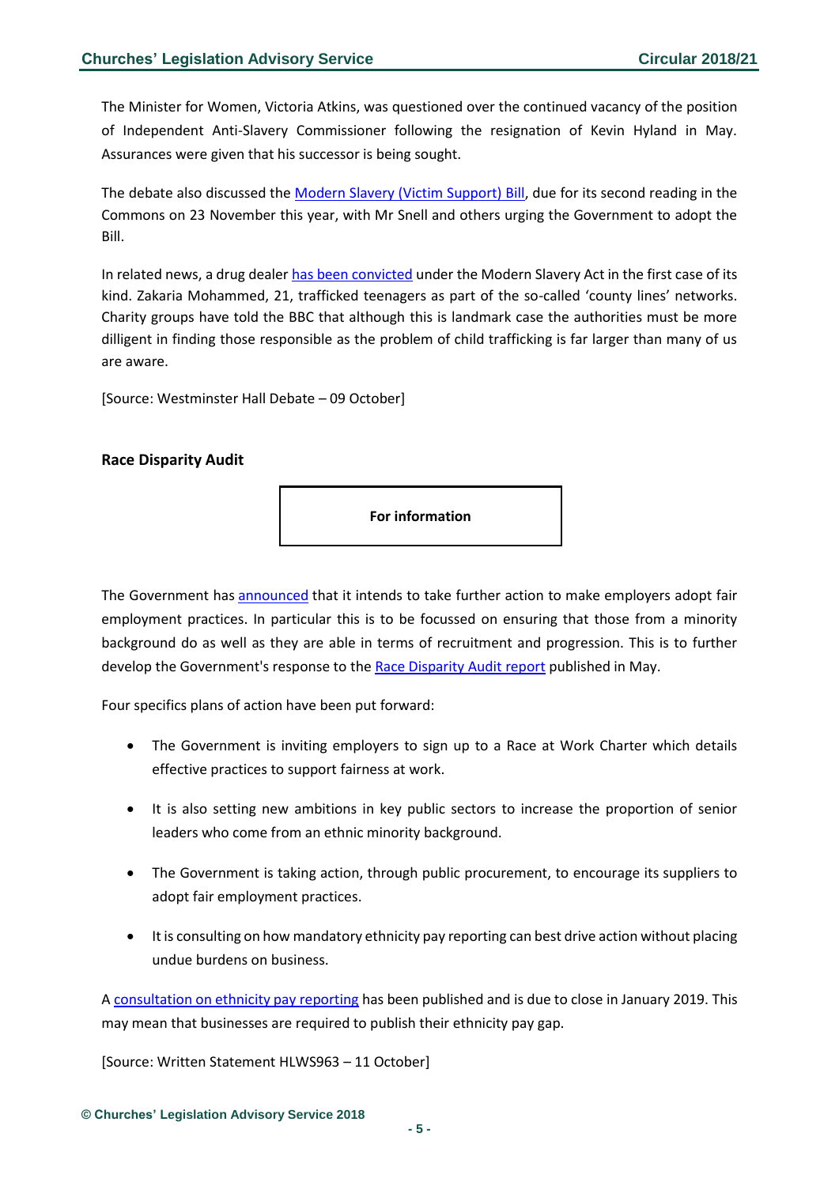The Minister for Women, Victoria Atkins, was questioned over the continued vacancy of the position of Independent Anti-Slavery Commissioner following the resignation of Kevin Hyland in May. Assurances were given that his successor is being sought.

The debate also discussed the Modern Slavery (Victim Support) Bill, due for its second reading in the Commons on 23 November this year, with Mr Snell and others urging the Government to adopt the Bill.

In related news, a drug dealer has been convicted under the Modern Slavery Act in the first case of its kind. Zakaria Mohammed, 21, trafficked teenagers as part of the so-called 'county lines' networks. Charity groups have told the BBC that although this is landmark case the authorities must be more dilligent in finding those responsible as the problem of child trafficking is far larger than many of us are aware.

[Source: Westminster Hall Debate – 09 October]

### Race Disparity Audit

**For information**

The Government has announced that it intends to take further action to make employers adopt fair employment practices. In particular this is to be focussed on ensuring that those from a minority background do as well as they are able in terms of recruitment and progression. This is to further develop the Government's response to the Race Disparity Audit report published in May.

Four specifics plans of action have been put forward:

- The Government is inviting employers to sign up to a Race at Work Charter which details effective practices to support fairness at work.
- It is also setting new ambitions in key public sectors to increase the proportion of senior leaders who come from an ethnic minority background.
- The Government is taking action, through public procurement, to encourage its suppliers to adopt fair employment practices.
- It is consulting on how mandatory ethnicity pay reporting can best drive action without placing undue burdens on business.

A consultation on ethnicity pay reporting has been published and is due to close in January 2019. This may mean that businesses are required to publish their ethnicity pay gap.

[Source: Written Statement HLWS963 – 11 October]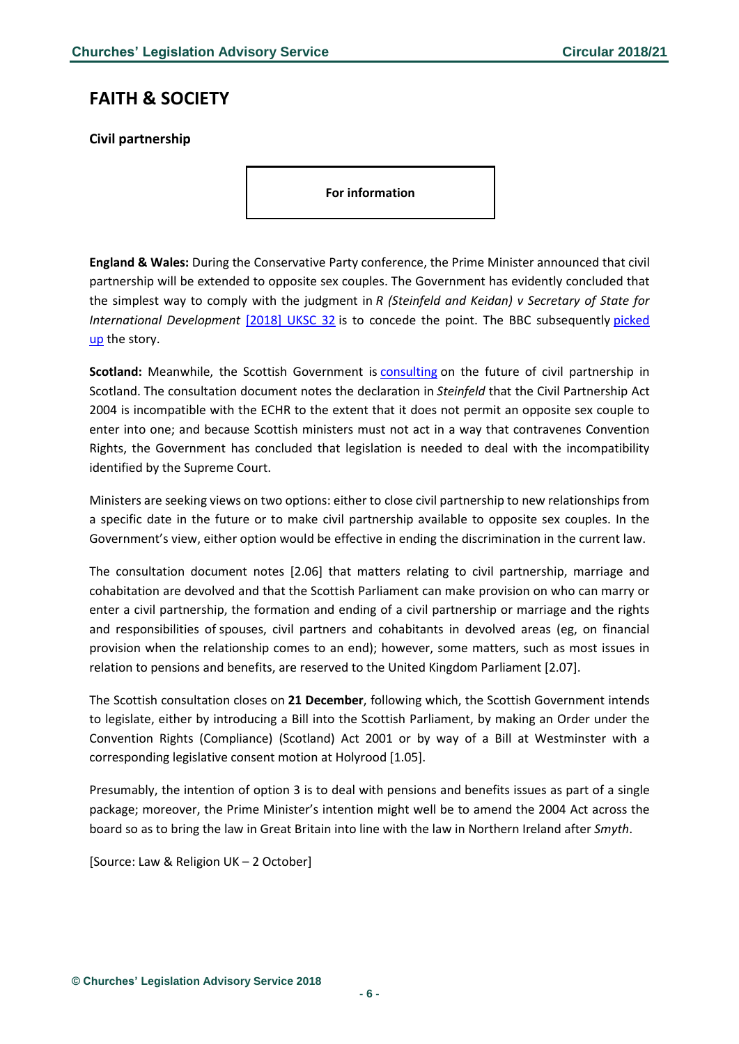# FAITH & SOCIETY

## Civil partnership

**For information**

**England & Wales:** During the Conservative Party conference, the Prime Minister announced that civil partnership will be extended to opposite sex couples. The Government has evidently concluded that the simplest way to comply with the judgment in *R (Steinfeld and Keidan) v Secretary of State for International Development* [2018] UKSC 32 is to concede the point. The BBC subsequently picked up the story.

**Scotland:** Meanwhile, the Scottish Government is consulting on the future of civil partnership in Scotland. The consultation document notes the declaration in *Steinfeld* that the Civil Partnership Act 2004 is incompatible with the ECHR to the extent that it does not permit an opposite sex couple to enter into one; and because Scottish ministers must not act in a way that contravenes Convention Rights, the Government has concluded that legislation is needed to deal with the incompatibility identified by the Supreme Court.

Ministers are seeking views on two options: either to close civil partnership to new relationships from a specific date in the future or to make civil partnership available to opposite sex couples. In the Government's view, either option would be effective in ending the discrimination in the current law.

The consultation document notes [2.06] that matters relating to civil partnership, marriage and cohabitation are devolved and that the Scottish Parliament can make provision on who can marry or enter a civil partnership, the formation and ending of a civil partnership or marriage and the rights and responsibilities of spouses, civil partners and cohabitants in devolved areas (eg, on financial provision when the relationship comes to an end); however, some matters, such as most issues in relation to pensions and benefits, are reserved to the United Kingdom Parliament [2.07].

The Scottish consultation closes on **21 December**, following which, the Scottish Government intends to legislate, either by introducing a Bill into the Scottish Parliament, by making an Order under the Convention Rights (Compliance) (Scotland) Act 2001 or by way of a Bill at Westminster with a corresponding legislative consent motion at Holyrood [1.05].

Presumably, the intention of option 3 is to deal with pensions and benefits issues as part of a single package; moreover, the Prime Minister's intention might well be to amend the 2004 Act across the board so as to bring the law in Great Britain into line with the law in Northern Ireland after *Smyth*.

[Source: Law & Religion UK – 2 October]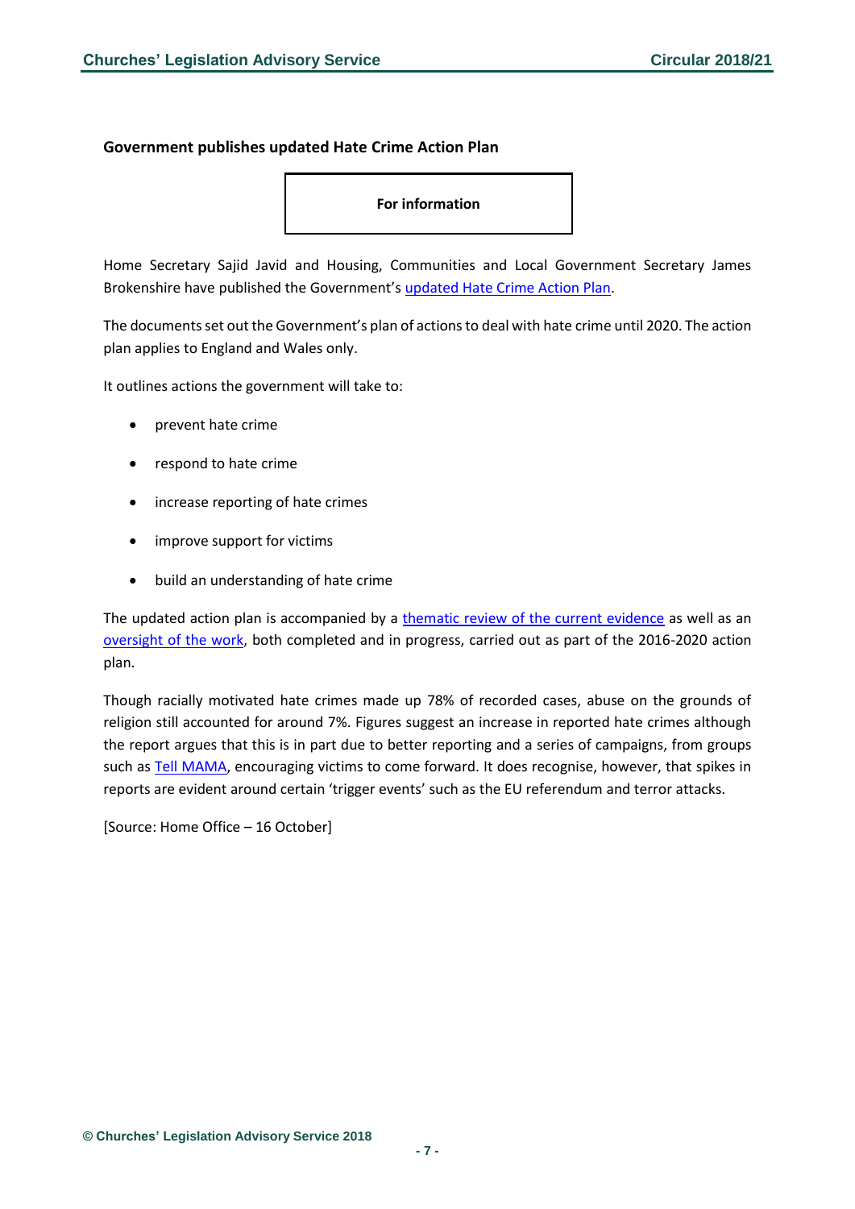### Government publishes updated Hate Crime Action Plan

**For information**

Home Secretary Sajid Javid and Housing, Communities and Local Government Secretary James Brokenshire have published the Government's [updated Hate Crime Action Plan](#).

The documents set out the Government's plan of actions to deal with hate crime until 2020. The action plan applies to England and Wales only.

It outlines actions the government will take to:

- prevent hate crime
- respond to hate crime
- increase reporting of hate crimes
- improve support for victims
- build an understanding of hate crime

The updated action plan is accompanied by a [thematic review of the current evidence](#) as well as an [oversight of the work](#), both completed and in progress, carried out as part of the 2016-2020 action plan.

Though racially motivated hate crimes made up 78% of recorded cases, abuse on the grounds of religion still accounted for around 7%. Figures suggest an increase in reported hate crimes although the report argues that this is in part due to better reporting and a series of campaigns, from groups such as [Tell MAMA](#), encouraging victims to come forward. It does recognise, however, that spikes in reports are evident around certain 'trigger events' such as the EU referendum and terror attacks.

[Source: Home Office – 16 October]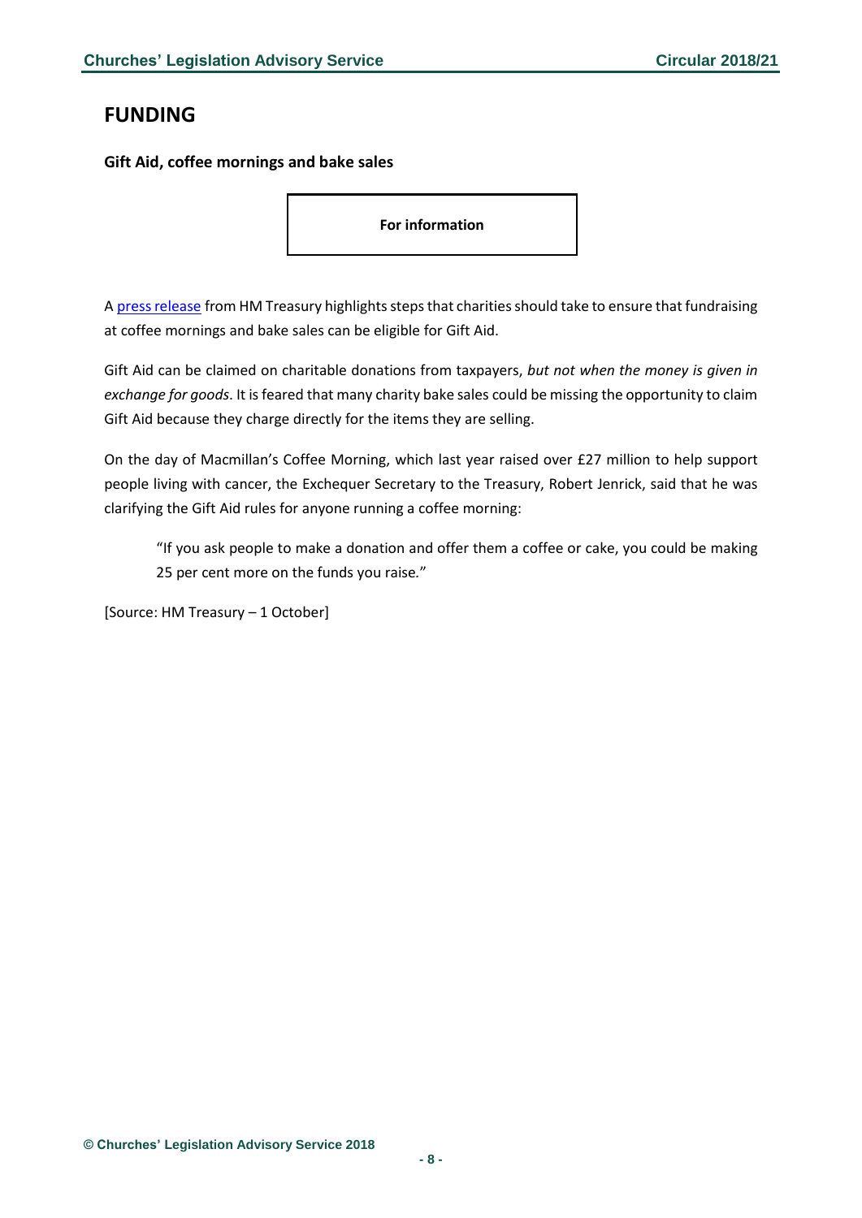# FUNDING

**Gift Aid, coffee mornings and bake sales**

**For information**

A press release from HM Treasury highlights steps that charities should take to ensure that fundraising at coffee mornings and bake sales can be eligible for Gift Aid.

Gift Aid can be claimed on charitable donations from taxpayers, *but not when the money is given in exchange for goods*. It is feared that many charity bake sales could be missing the opportunity to claim Gift Aid because they charge directly for the items they are selling.

On the day of Macmillan's Coffee Morning, which last year raised over £27 million to help support people living with cancer, the Exchequer Secretary to the Treasury, Robert Jenrick, said that he was clarifying the Gift Aid rules for anyone running a coffee morning:

> "If you ask people to make a donation and offer them a coffee or cake, you could be making 25 per cent more on the funds you raise."

[Source: HM Treasury – 1 October]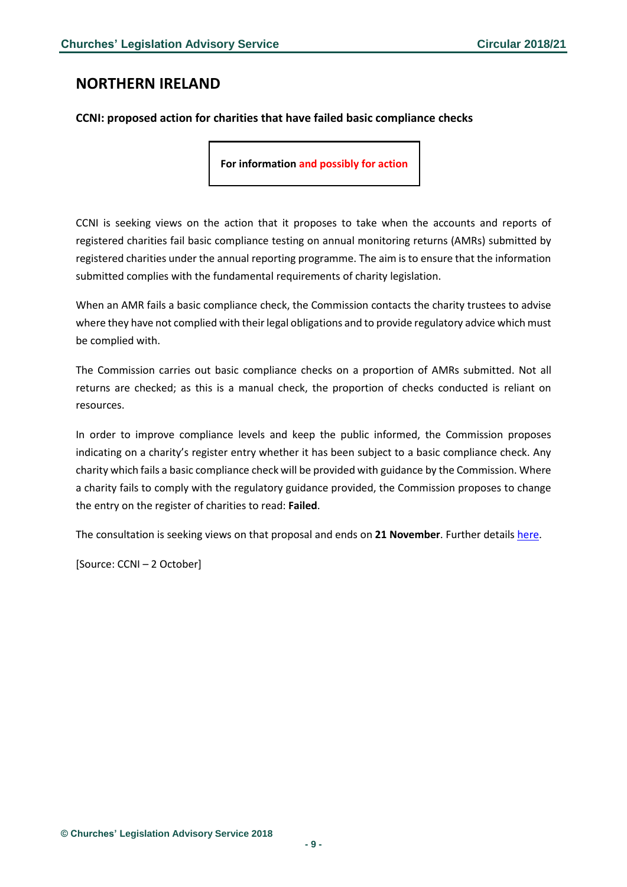## NORTHERN IRELAND

### CCNI: proposed action for charities that have failed basic compliance checks

**For information and possibly for action**

CCNI is seeking views on the action that it proposes to take when the accounts and reports of registered charities fail basic compliance testing on annual monitoring returns (AMRs) submitted by registered charities under the annual reporting programme. The aim is to ensure that the information submitted complies with the fundamental requirements of charity legislation.

When an AMR fails a basic compliance check, the Commission contacts the charity trustees to advise where they have not complied with their legal obligations and to provide regulatory advice which must be complied with.

The Commission carries out basic compliance checks on a proportion of AMRs submitted. Not all returns are checked; as this is a manual check, the proportion of checks conducted is reliant on resources.

In order to improve compliance levels and keep the public informed, the Commission proposes indicating on a charity's register entry whether it has been subject to a basic compliance check. Any charity which fails a basic compliance check will be provided with guidance by the Commission. Where a charity fails to comply with the regulatory guidance provided, the Commission proposes to change the entry on the register of charities to read: **Failed**.

The consultation is seeking views on that proposal and ends on **21 November**. Further details here.

[Source: CCNI – 2 October]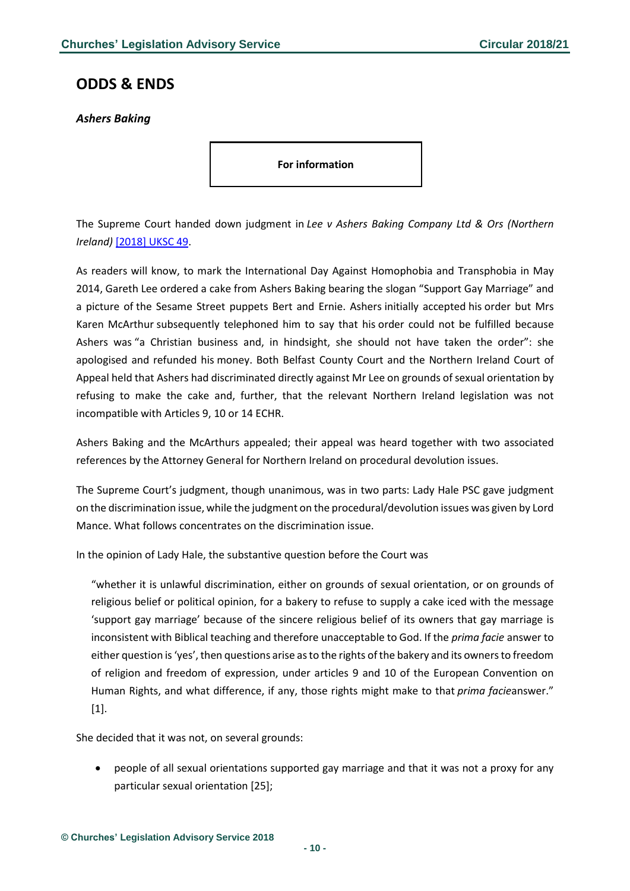## ODDS & ENDS

### *Ashers Baking*

**For information**

The Supreme Court handed down judgment in *Lee v Ashers Baking Company Ltd & Ors (Northern Ireland)* [2018] UKSC 49.

As readers will know, to mark the International Day Against Homophobia and Transphobia in May 2014, Gareth Lee ordered a cake from Ashers Baking bearing the slogan "Support Gay Marriage" and a picture of the Sesame Street puppets Bert and Ernie. Ashers initially accepted his order but Mrs Karen McArthur subsequently telephoned him to say that his order could not be fulfilled because Ashers was "a Christian business and, in hindsight, she should not have taken the order": she apologised and refunded his money. Both Belfast County Court and the Northern Ireland Court of Appeal held that Ashers had discriminated directly against Mr Lee on grounds of sexual orientation by refusing to make the cake and, further, that the relevant Northern Ireland legislation was not incompatible with Articles 9, 10 or 14 ECHR.

Ashers Baking and the McArthurs appealed; their appeal was heard together with two associated references by the Attorney General for Northern Ireland on procedural devolution issues.

The Supreme Court's judgment, though unanimous, was in two parts: Lady Hale PSC gave judgment on the discrimination issue, while the judgment on the procedural/devolution issues was given by Lord Mance. What follows concentrates on the discrimination issue.

In the opinion of Lady Hale, the substantive question before the Court was

> "whether it is unlawful discrimination, either on grounds of sexual orientation, or on grounds of religious belief or political opinion, for a bakery to refuse to supply a cake iced with the message 'support gay marriage' because of the sincere religious belief of its owners that gay marriage is inconsistent with Biblical teaching and therefore unacceptable to God. If the *prima facie* answer to either question is 'yes', then questions arise as to the rights of the bakery and its owners to freedom of religion and freedom of expression, under articles 9 and 10 of the European Convention on Human Rights, and what difference, if any, those rights might make to that *prima facie*answer." [1].

She decided that it was not, on several grounds:

- people of all sexual orientations supported gay marriage and that it was not a proxy for any particular sexual orientation [25];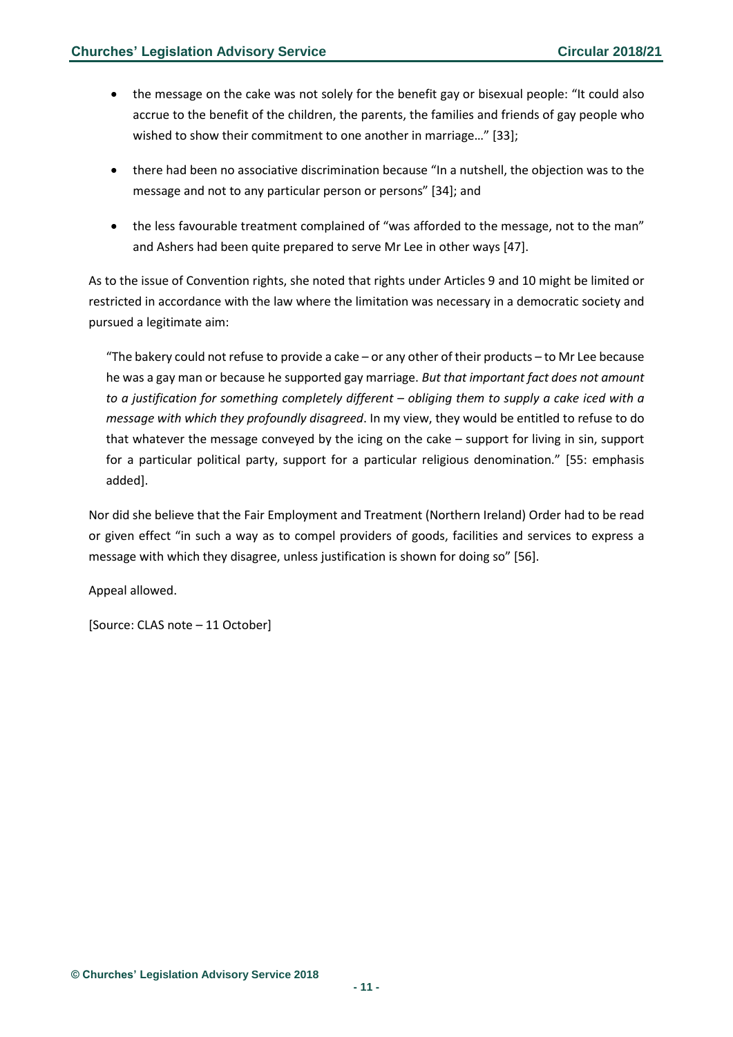- the message on the cake was not solely for the benefit gay or bisexual people: "It could also accrue to the benefit of the children, the parents, the families and friends of gay people who wished to show their commitment to one another in marriage…" [33];
- there had been no associative discrimination because "In a nutshell, the objection was to the message and not to any particular person or persons" [34]; and
- the less favourable treatment complained of "was afforded to the message, not to the man" and Ashers had been quite prepared to serve Mr Lee in other ways [47].

As to the issue of Convention rights, she noted that rights under Articles 9 and 10 might be limited or restricted in accordance with the law where the limitation was necessary in a democratic society and pursued a legitimate aim:

> "The bakery could not refuse to provide a cake – or any other of their products – to Mr Lee because he was a gay man or because he supported gay marriage. *But that important fact does not amount to a justification for something completely different – obliging them to supply a cake iced with a message with which they profoundly disagreed*. In my view, they would be entitled to refuse to do that whatever the message conveyed by the icing on the cake – support for living in sin, support for a particular political party, support for a particular religious denomination." [55: emphasis added].

Nor did she believe that the Fair Employment and Treatment (Northern Ireland) Order had to be read or given effect "in such a way as to compel providers of goods, facilities and services to express a message with which they disagree, unless justification is shown for doing so" [56].

Appeal allowed.

[Source: CLAS note – 11 October]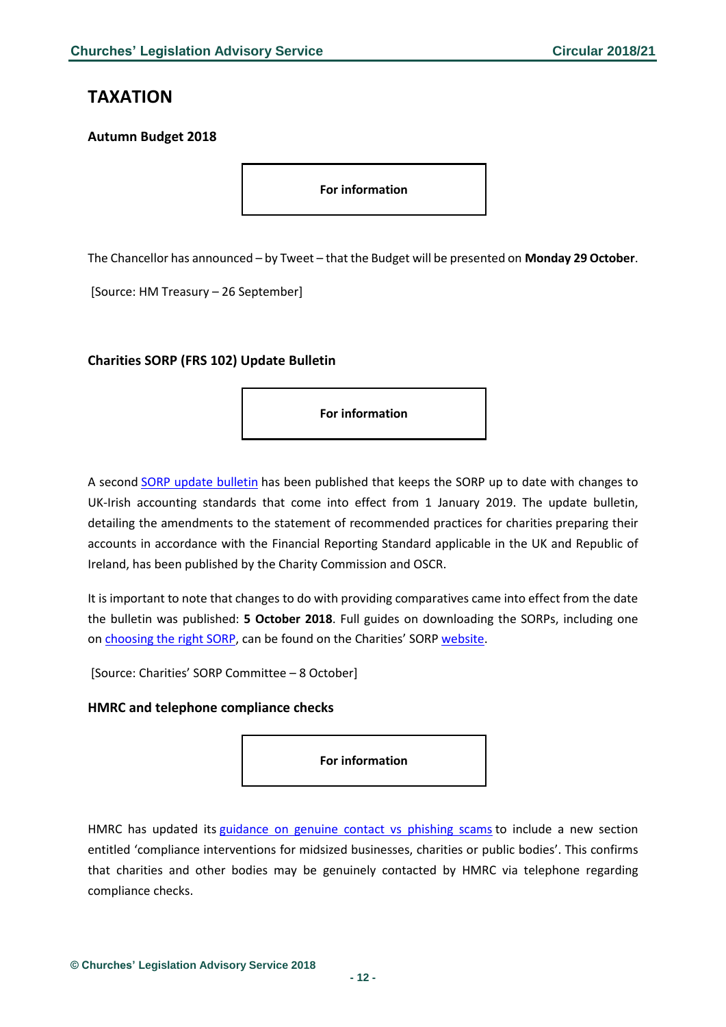# TAXATION

## Autumn Budget 2018

**For information**

The Chancellor has announced – by Tweet – that the Budget will be presented on **Monday 29 October**.

[Source: HM Treasury – 26 September]

## Charities SORP (FRS 102) Update Bulletin

**For information**

A second SORP update bulletin has been published that keeps the SORP up to date with changes to UK-Irish accounting standards that come into effect from 1 January 2019. The update bulletin, detailing the amendments to the statement of recommended practices for charities preparing their accounts in accordance with the Financial Reporting Standard applicable in the UK and Republic of Ireland, has been published by the Charity Commission and OSCR.

It is important to note that changes to do with providing comparatives came into effect from the date the bulletin was published: **5 October 2018**. Full guides on downloading the SORPs, including one on choosing the right SORP, can be found on the Charities' SORP website.

[Source: Charities' SORP Committee – 8 October]

## HMRC and telephone compliance checks

**For information**

HMRC has updated its guidance on genuine contact vs phishing scams to include a new section entitled 'compliance interventions for midsized businesses, charities or public bodies'. This confirms that charities and other bodies may be genuinely contacted by HMRC via telephone regarding compliance checks.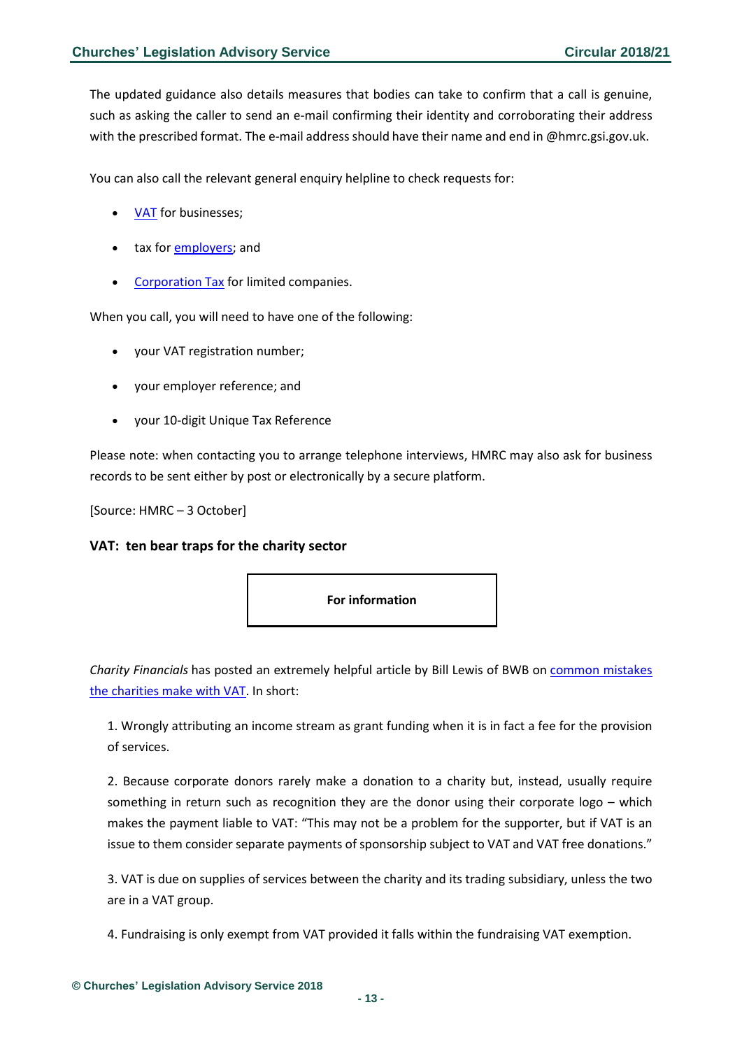The updated guidance also details measures that bodies can take to confirm that a call is genuine, such as asking the caller to send an e-mail confirming their identity and corroborating their address with the prescribed format. The e-mail address should have their name and end in @hmrc.gsi.gov.uk.

You can also call the relevant general enquiry helpline to check requests for:

- VAT for businesses;
- tax for employers; and
- Corporation Tax for limited companies.

When you call, you will need to have one of the following:

- your VAT registration number;
- your employer reference; and
- your 10-digit Unique Tax Reference

Please note: when contacting you to arrange telephone interviews, HMRC may also ask for business records to be sent either by post or electronically by a secure platform.

[Source: HMRC – 3 October]

### VAT: ten bear traps for the charity sector

**For information**

*Charity Financials* has posted an extremely helpful article by Bill Lewis of BWB on common mistakes the charities make with VAT. In short:

1. Wrongly attributing an income stream as grant funding when it is in fact a fee for the provision of services.

2. Because corporate donors rarely make a donation to a charity but, instead, usually require something in return such as recognition they are the donor using their corporate logo – which makes the payment liable to VAT: "This may not be a problem for the supporter, but if VAT is an issue to them consider separate payments of sponsorship subject to VAT and VAT free donations."

3. VAT is due on supplies of services between the charity and its trading subsidiary, unless the two are in a VAT group.

4. Fundraising is only exempt from VAT provided it falls within the fundraising VAT exemption.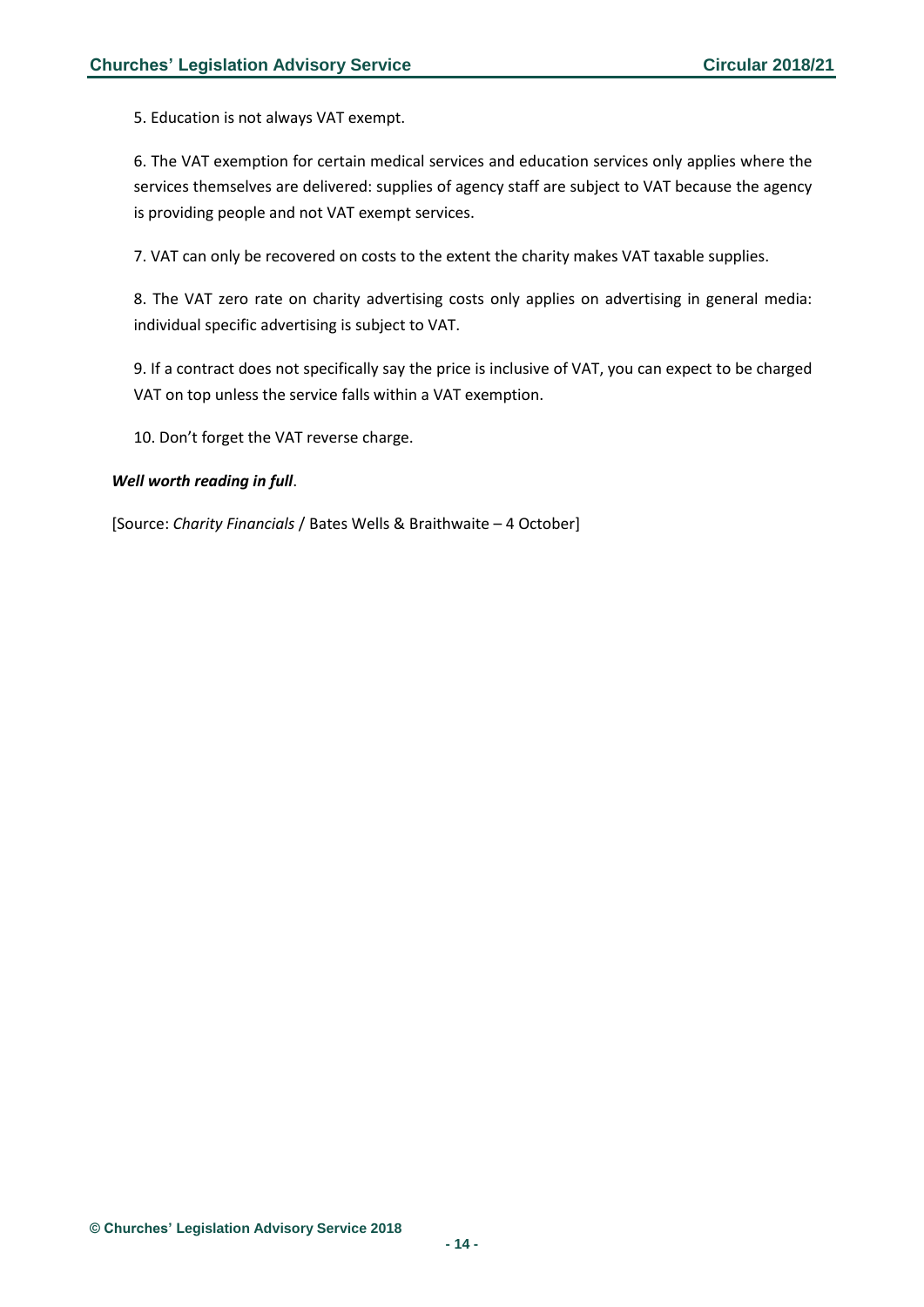5. Education is not always VAT exempt.

6. The VAT exemption for certain medical services and education services only applies where the services themselves are delivered: supplies of agency staff are subject to VAT because the agency is providing people and not VAT exempt services.

7. VAT can only be recovered on costs to the extent the charity makes VAT taxable supplies.

8. The VAT zero rate on charity advertising costs only applies on advertising in general media: individual specific advertising is subject to VAT.

9. If a contract does not specifically say the price is inclusive of VAT, you can expect to be charged VAT on top unless the service falls within a VAT exemption.

10. Don't forget the VAT reverse charge.

***Well worth reading in full***.

[Source: *Charity Financials* / Bates Wells & Braithwaite – 4 October]